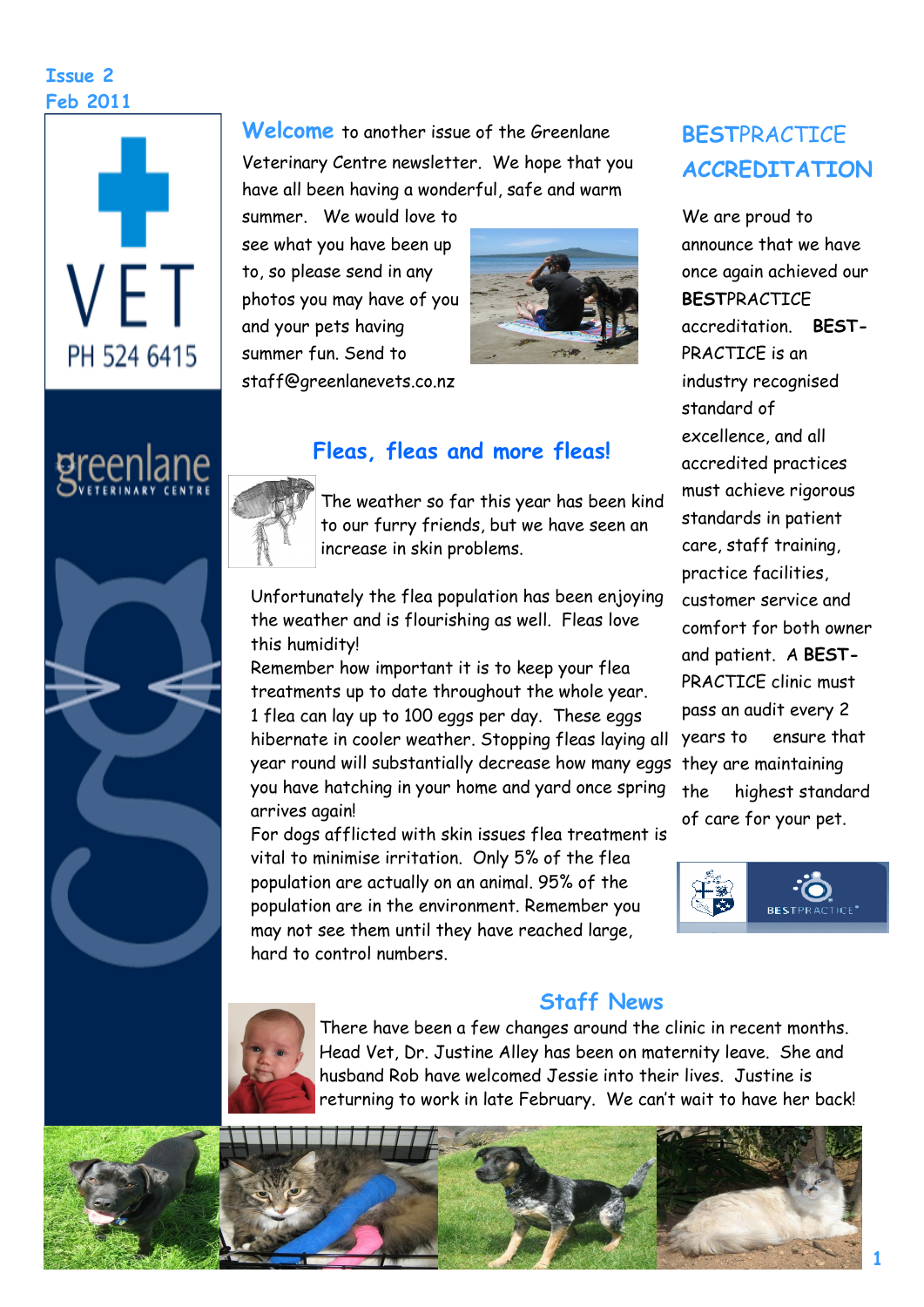Issue 2
Feb 2011

VET
PH 524 6415

greenlane
VETERINARY CENTRE

**Welcome** to another issue of the Greenlane Veterinary Centre newsletter. We hope that you have all been having a wonderful, safe and warm summer. We would love to see what you have been up to, so please send in any photos you may have of you and your pets having summer fun. Send to staff@greenlanevets.co.nz

## Fleas, fleas and more fleas!

The weather so far this year has been kind to our furry friends, but we have seen an increase in skin problems.

Unfortunately the flea population has been enjoying the weather and is flourishing as well. Fleas love this humidity!
Remember how important it is to keep your flea treatments up to date throughout the whole year. 1 flea can lay up to 100 eggs per day. These eggs hibernate in cooler weather. Stopping fleas laying all year round will substantially decrease how many eggs you have hatching in your home and yard once spring arrives again!
For dogs afflicted with skin issues flea treatment is vital to minimise irritation. Only 5% of the flea population are actually on an animal. 95% of the population are in the environment. Remember you may not see them until they have reached large, hard to control numbers.

## BESTPRACTICE ACCREDITATION

We are proud to announce that we have once again achieved our **BEST**PRACTICE accreditation. **BEST-**PRACTICE is an industry recognised standard of excellence, and all accredited practices must achieve rigorous standards in patient care, staff training, practice facilities, customer service and comfort for both owner and patient. A **BEST-**PRACTICE clinic must pass an audit every 2 years to ensure that they are maintaining the highest standard of care for your pet.

BESTPRACTICE

## Staff News

There have been a few changes around the clinic in recent months. Head Vet, Dr. Justine Alley has been on maternity leave. She and husband Rob have welcomed Jessie into their lives. Justine is returning to work in late February. We can't wait to have her back!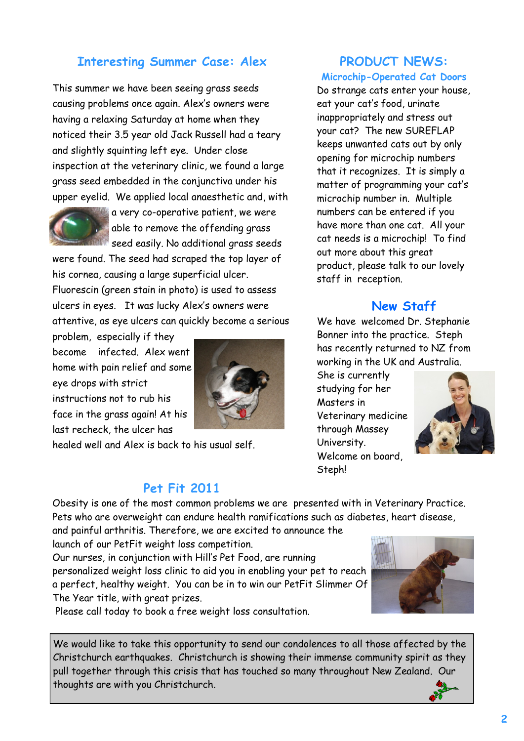## Interesting Summer Case: Alex

This summer we have been seeing grass seeds causing problems once again. Alex's owners were having a relaxing Saturday at home when they noticed their 3.5 year old Jack Russell had a teary and slightly squinting left eye. Under close inspection at the veterinary clinic, we found a large grass seed embedded in the conjunctiva under his upper eyelid. We applied local anaesthetic and, with a very co-operative patient, we were able to remove the offending grass seed easily. No additional grass seeds were found. The seed had scraped the top layer of his cornea, causing a large superficial ulcer. Fluorescin (green stain in photo) is used to assess ulcers in eyes. It was lucky Alex's owners were attentive, as eye ulcers can quickly become a serious problem, especially if they become infected. Alex went home with pain relief and some eye drops with strict instructions not to rub his face in the grass again! At his last recheck, the ulcer has healed well and Alex is back to his usual self.

## PRODUCT NEWS:

### Microchip-Operated Cat Doors

Do strange cats enter your house, eat your cat's food, urinate inappropriately and stress out your cat? The new SUREFLAP keeps unwanted cats out by only opening for microchip numbers that it recognizes. It is simply a matter of programming your cat's microchip number in. Multiple numbers can be entered if you have more than one cat. All your cat needs is a microchip! To find out more about this great product, please talk to our lovely staff in reception.

## New Staff

We have welcomed Dr. Stephanie Bonner into the practice. Steph has recently returned to NZ from working in the UK and Australia. She is currently studying for her Masters in Veterinary medicine through Massey University.

Welcome on board, Steph!

## Pet Fit 2011

Obesity is one of the most common problems we are presented with in Veterinary Practice. Pets who are overweight can endure health ramifications such as diabetes, heart disease, and painful arthritis. Therefore, we are excited to announce the launch of our PetFit weight loss competition.

Our nurses, in conjunction with Hill's Pet Food, are running personalized weight loss clinic to aid you in enabling your pet to reach a perfect, healthy weight. You can be in to win our PetFit Slimmer Of The Year title, with great prizes.

Please call today to book a free weight loss consultation.

We would like to take this opportunity to send our condolences to all those affected by the Christchurch earthquakes. Christchurch is showing their immense community spirit as they pull together through this crisis that has touched so many throughout New Zealand. Our thoughts are with you Christchurch.